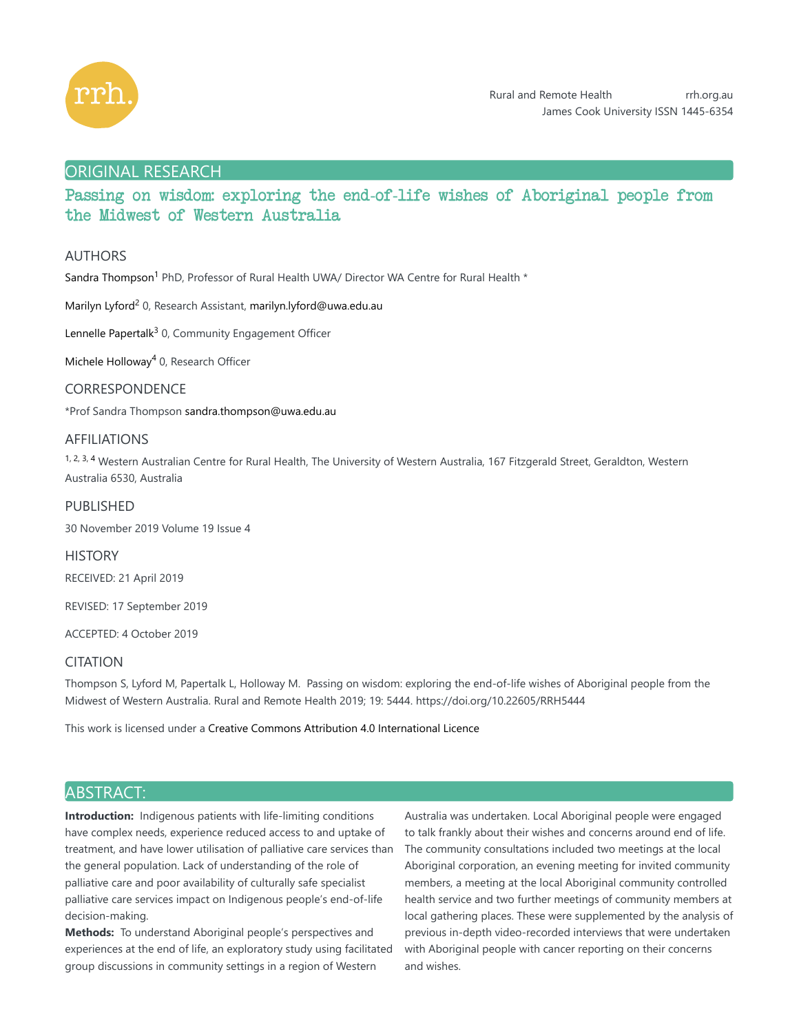ORIGINAL RESEARCH

# Passing on wisdom: exploring the end-of-life wishes of Aboriginal people from the Midwest of Western Australia

## AUTHORS

Sandra Thompson[1] PhD, Professor of Rural Health UWA/ Director WA Centre for Rural Health *

Marilyn Lyford[2] 0, Research Assistant, marilyn.lyford@uwa.edu.au

Lennelle Papertalk[3] 0, Community Engagement Officer

Michele Holloway[4] 0, Research Officer

## CORRESPONDENCE

*Prof Sandra Thompson sandra.thompson@uwa.edu.au

## AFFILIATIONS

[1, 2, 3, 4] Western Australian Centre for Rural Health, The University of Western Australia, 167 Fitzgerald Street, Geraldton, Western Australia 6530, Australia

## PUBLISHED

30 November 2019 Volume 19 Issue 4

## HISTORY

RECEIVED: 21 April 2019

REVISED: 17 September 2019

ACCEPTED: 4 October 2019

## CITATION

Thompson S, Lyford M, Papertalk L, Holloway M. Passing on wisdom: exploring the end-of-life wishes of Aboriginal people from the Midwest of Western Australia. Rural and Remote Health 2019; 19: 5444. https://doi.org/10.22605/RRH5444

This work is licensed under a Creative Commons Attribution 4.0 International Licence

## ABSTRACT:

**Introduction:** Indigenous patients with life-limiting conditions have complex needs, experience reduced access to and uptake of treatment, and have lower utilisation of palliative care services than the general population. Lack of understanding of the role of palliative care and poor availability of culturally safe specialist palliative care services impact on Indigenous people's end-of-life decision-making.

**Methods:** To understand Aboriginal people's perspectives and experiences at the end of life, an exploratory study using facilitated group discussions in community settings in a region of Western Australia was undertaken. Local Aboriginal people were engaged to talk frankly about their wishes and concerns around end of life. The community consultations included two meetings at the local Aboriginal corporation, an evening meeting for invited community members, a meeting at the local Aboriginal community controlled health service and two further meetings of community members at local gathering places. These were supplemented by the analysis of previous in-depth video-recorded interviews that were undertaken with Aboriginal people with cancer reporting on their concerns and wishes.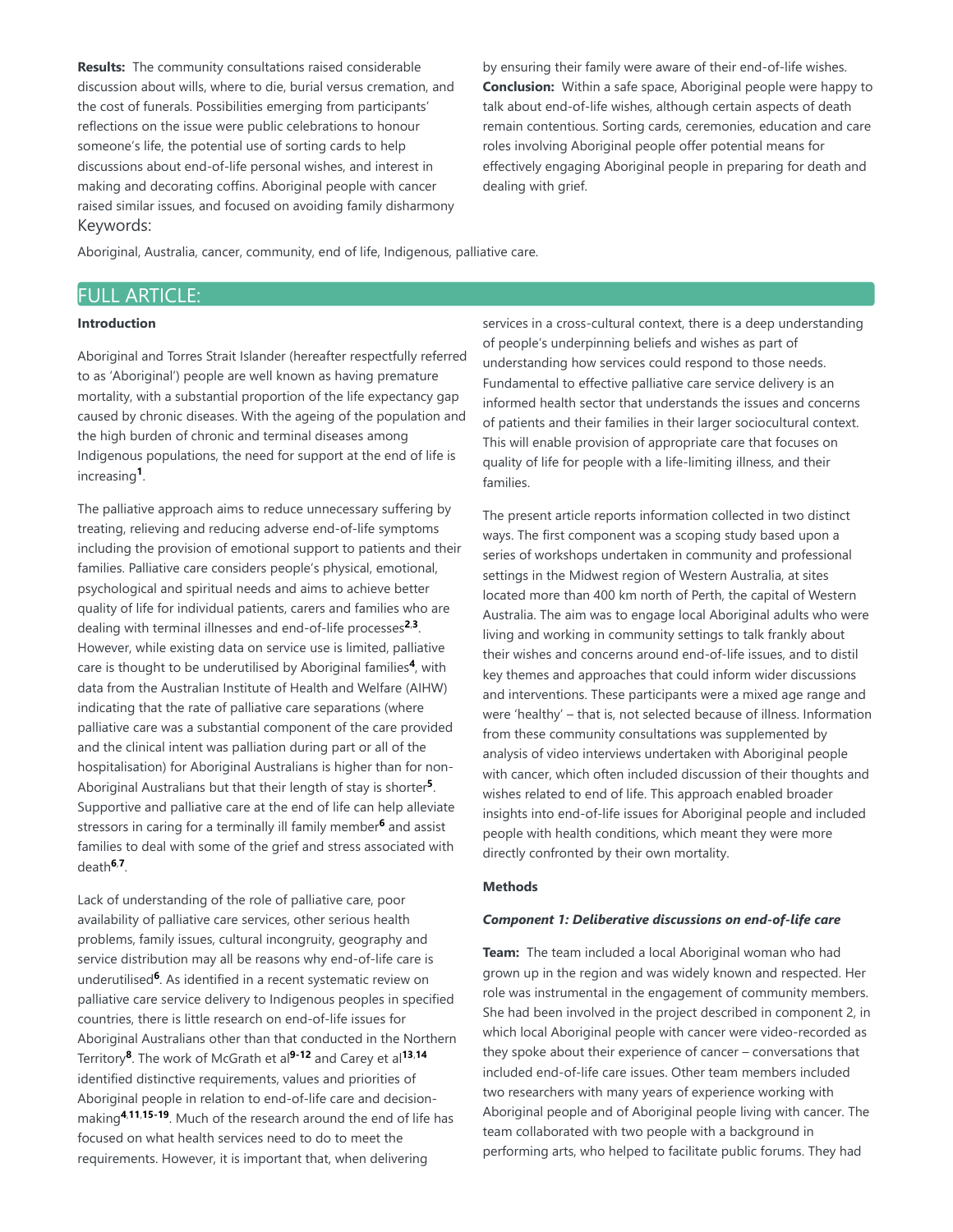**Results:** The community consultations raised considerable discussion about wills, where to die, burial versus cremation, and the cost of funerals. Possibilities emerging from participants' reflections on the issue were public celebrations to honour someone's life, the potential use of sorting cards to help discussions about end-of-life personal wishes, and interest in making and decorating coffins. Aboriginal people with cancer raised similar issues, and focused on avoiding family disharmony by ensuring their family were aware of their end-of-life wishes.

**Conclusion:** Within a safe space, Aboriginal people were happy to talk about end-of-life wishes, although certain aspects of death remain contentious. Sorting cards, ceremonies, education and care roles involving Aboriginal people offer potential means for effectively engaging Aboriginal people in preparing for death and dealing with grief.

Keywords:

Aboriginal, Australia, cancer, community, end of life, Indigenous, palliative care.

## FULL ARTICLE:

### Introduction

Aboriginal and Torres Strait Islander (hereafter respectfully referred to as 'Aboriginal') people are well known as having premature mortality, with a substantial proportion of the life expectancy gap caused by chronic diseases. With the ageing of the population and the high burden of chronic and terminal diseases among Indigenous populations, the need for support at the end of life is increasing[1].

The palliative approach aims to reduce unnecessary suffering by treating, relieving and reducing adverse end-of-life symptoms including the provision of emotional support to patients and their families. Palliative care considers people's physical, emotional, psychological and spiritual needs and aims to achieve better quality of life for individual patients, carers and families who are dealing with terminal illnesses and end-of-life processes[2,3]. However, while existing data on service use is limited, palliative care is thought to be underutilised by Aboriginal families[4], with data from the Australian Institute of Health and Welfare (AIHW) indicating that the rate of palliative care separations (where palliative care was a substantial component of the care provided and the clinical intent was palliation during part or all of the hospitalisation) for Aboriginal Australians is higher than for non-Aboriginal Australians but that their length of stay is shorter[5]. Supportive and palliative care at the end of life can help alleviate stressors in caring for a terminally ill family member[6] and assist families to deal with some of the grief and stress associated with death[6,7].

Lack of understanding of the role of palliative care, poor availability of palliative care services, other serious health problems, family issues, cultural incongruity, geography and service distribution may all be reasons why end-of-life care is underutilised[6]. As identified in a recent systematic review on palliative care service delivery to Indigenous peoples in specified countries, there is little research on end-of-life issues for Aboriginal Australians other than that conducted in the Northern Territory[8]. The work of McGrath et al[9-12] and Carey et al[13,14] identified distinctive requirements, values and priorities of Aboriginal people in relation to end-of-life care and decision-making[4,11,15-19]. Much of the research around the end of life has focused on what health services need to do to meet the requirements. However, it is important that, when delivering services in a cross-cultural context, there is a deep understanding of people's underpinning beliefs and wishes as part of understanding how services could respond to those needs. Fundamental to effective palliative care service delivery is an informed health sector that understands the issues and concerns of patients and their families in their larger sociocultural context. This will enable provision of appropriate care that focuses on quality of life for people with a life-limiting illness, and their families.

The present article reports information collected in two distinct ways. The first component was a scoping study based upon a series of workshops undertaken in community and professional settings in the Midwest region of Western Australia, at sites located more than 400 km north of Perth, the capital of Western Australia. The aim was to engage local Aboriginal adults who were living and working in community settings to talk frankly about their wishes and concerns around end-of-life issues, and to distil key themes and approaches that could inform wider discussions and interventions. These participants were a mixed age range and were 'healthy' – that is, not selected because of illness. Information from these community consultations was supplemented by analysis of video interviews undertaken with Aboriginal people with cancer, which often included discussion of their thoughts and wishes related to end of life. This approach enabled broader insights into end-of-life issues for Aboriginal people and included people with health conditions, which meant they were more directly confronted by their own mortality.

### Methods

#### *Component 1: Deliberative discussions on end-of-life care*

**Team:** The team included a local Aboriginal woman who had grown up in the region and was widely known and respected. Her role was instrumental in the engagement of community members. She had been involved in the project described in component 2, in which local Aboriginal people with cancer were video-recorded as they spoke about their experience of cancer – conversations that included end-of-life care issues. Other team members included two researchers with many years of experience working with Aboriginal people and of Aboriginal people living with cancer. The team collaborated with two people with a background in performing arts, who helped to facilitate public forums. They had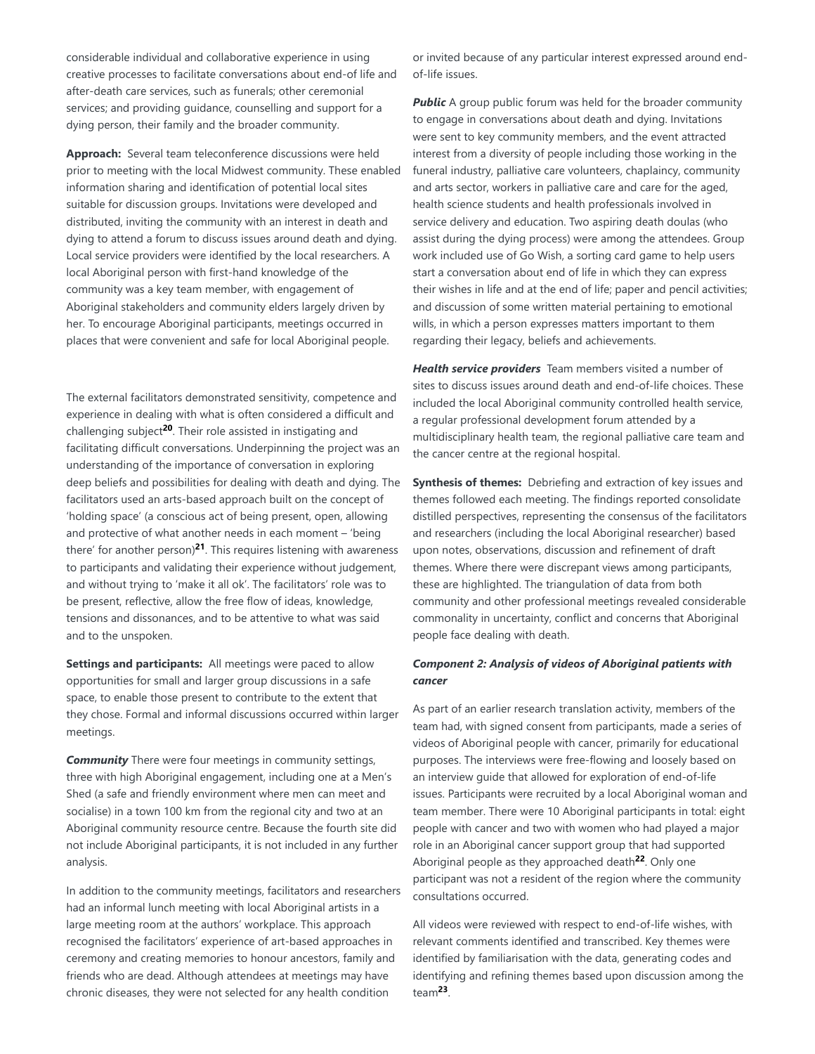considerable individual and collaborative experience in using creative processes to facilitate conversations about end-of life and after-death care services, such as funerals; other ceremonial services; and providing guidance, counselling and support for a dying person, their family and the broader community.

**Approach:** Several team teleconference discussions were held prior to meeting with the local Midwest community. These enabled information sharing and identification of potential local sites suitable for discussion groups. Invitations were developed and distributed, inviting the community with an interest in death and dying to attend a forum to discuss issues around death and dying. Local service providers were identified by the local researchers. A local Aboriginal person with first-hand knowledge of the community was a key team member, with engagement of Aboriginal stakeholders and community elders largely driven by her. To encourage Aboriginal participants, meetings occurred in places that were convenient and safe for local Aboriginal people.

The external facilitators demonstrated sensitivity, competence and experience in dealing with what is often considered a difficult and challenging subject[20]. Their role assisted in instigating and facilitating difficult conversations. Underpinning the project was an understanding of the importance of conversation in exploring deep beliefs and possibilities for dealing with death and dying. The facilitators used an arts-based approach built on the concept of 'holding space' (a conscious act of being present, open, allowing and protective of what another needs in each moment – 'being there' for another person)[21]. This requires listening with awareness to participants and validating their experience without judgement, and without trying to 'make it all ok'. The facilitators' role was to be present, reflective, allow the free flow of ideas, knowledge, tensions and dissonances, and to be attentive to what was said and to the unspoken.

**Settings and participants:** All meetings were paced to allow opportunities for small and larger group discussions in a safe space, to enable those present to contribute to the extent that they chose. Formal and informal discussions occurred within larger meetings.

***Community*** There were four meetings in community settings, three with high Aboriginal engagement, including one at a Men's Shed (a safe and friendly environment where men can meet and socialise) in a town 100 km from the regional city and two at an Aboriginal community resource centre. Because the fourth site did not include Aboriginal participants, it is not included in any further analysis.

In addition to the community meetings, facilitators and researchers had an informal lunch meeting with local Aboriginal artists in a large meeting room at the authors' workplace. This approach recognised the facilitators' experience of art-based approaches in ceremony and creating memories to honour ancestors, family and friends who are dead. Although attendees at meetings may have chronic diseases, they were not selected for any health condition or invited because of any particular interest expressed around end-of-life issues.

***Public*** A group public forum was held for the broader community to engage in conversations about death and dying. Invitations were sent to key community members, and the event attracted interest from a diversity of people including those working in the funeral industry, palliative care volunteers, chaplaincy, community and arts sector, workers in palliative care and care for the aged, health science students and health professionals involved in service delivery and education. Two aspiring death doulas (who assist during the dying process) were among the attendees. Group work included use of Go Wish, a sorting card game to help users start a conversation about end of life in which they can express their wishes in life and at the end of life; paper and pencil activities; and discussion of some written material pertaining to emotional wills, in which a person expresses matters important to them regarding their legacy, beliefs and achievements.

***Health service providers*** Team members visited a number of sites to discuss issues around death and end-of-life choices. These included the local Aboriginal community controlled health service, a regular professional development forum attended by a multidisciplinary health team, the regional palliative care team and the cancer centre at the regional hospital.

**Synthesis of themes:** Debriefing and extraction of key issues and themes followed each meeting. The findings reported consolidate distilled perspectives, representing the consensus of the facilitators and researchers (including the local Aboriginal researcher) based upon notes, observations, discussion and refinement of draft themes. Where there were discrepant views among participants, these are highlighted. The triangulation of data from both community and other professional meetings revealed considerable commonality in uncertainty, conflict and concerns that Aboriginal people face dealing with death.

### *Component 2: Analysis of videos of Aboriginal patients with cancer*

As part of an earlier research translation activity, members of the team had, with signed consent from participants, made a series of videos of Aboriginal people with cancer, primarily for educational purposes. The interviews were free-flowing and loosely based on an interview guide that allowed for exploration of end-of-life issues. Participants were recruited by a local Aboriginal woman and team member. There were 10 Aboriginal participants in total: eight people with cancer and two with women who had played a major role in an Aboriginal cancer support group that had supported Aboriginal people as they approached death[22]. Only one participant was not a resident of the region where the community consultations occurred.

All videos were reviewed with respect to end-of-life wishes, with relevant comments identified and transcribed. Key themes were identified by familiarisation with the data, generating codes and identifying and refining themes based upon discussion among the team[23].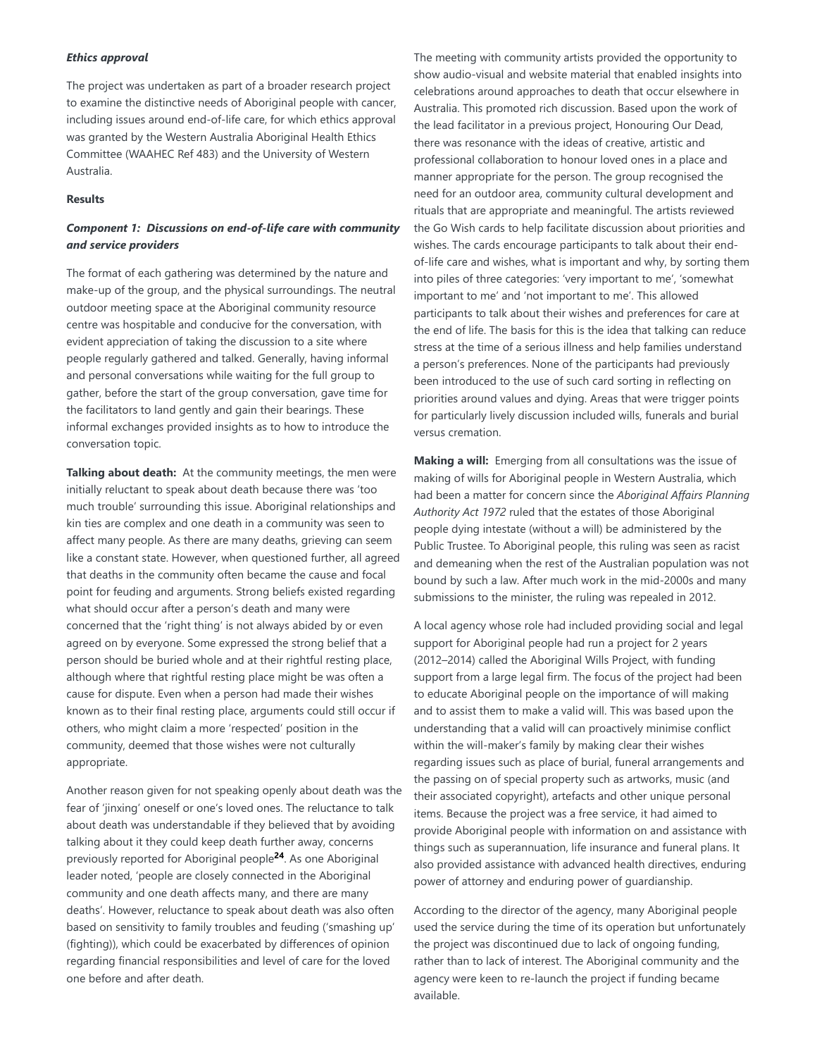***Ethics approval***

The project was undertaken as part of a broader research project to examine the distinctive needs of Aboriginal people with cancer, including issues around end-of-life care, for which ethics approval was granted by the Western Australia Aboriginal Health Ethics Committee (WAAHEC Ref 483) and the University of Western Australia.

**Results**

***Component 1: Discussions on end-of-life care with community and service providers***

The format of each gathering was determined by the nature and make-up of the group, and the physical surroundings. The neutral outdoor meeting space at the Aboriginal community resource centre was hospitable and conducive for the conversation, with evident appreciation of taking the discussion to a site where people regularly gathered and talked. Generally, having informal and personal conversations while waiting for the full group to gather, before the start of the group conversation, gave time for the facilitators to land gently and gain their bearings. These informal exchanges provided insights as to how to introduce the conversation topic.

**Talking about death:** At the community meetings, the men were initially reluctant to speak about death because there was 'too much trouble' surrounding this issue. Aboriginal relationships and kin ties are complex and one death in a community was seen to affect many people. As there are many deaths, grieving can seem like a constant state. However, when questioned further, all agreed that deaths in the community often became the cause and focal point for feuding and arguments. Strong beliefs existed regarding what should occur after a person's death and many were concerned that the 'right thing' is not always abided by or even agreed on by everyone. Some expressed the strong belief that a person should be buried whole and at their rightful resting place, although where that rightful resting place might be was often a cause for dispute. Even when a person had made their wishes known as to their final resting place, arguments could still occur if others, who might claim a more 'respected' position in the community, deemed that those wishes were not culturally appropriate.

Another reason given for not speaking openly about death was the fear of 'jinxing' oneself or one's loved ones. The reluctance to talk about death was understandable if they believed that by avoiding talking about it they could keep death further away, concerns previously reported for Aboriginal people[24]. As one Aboriginal leader noted, 'people are closely connected in the Aboriginal community and one death affects many, and there are many deaths'. However, reluctance to speak about death was also often based on sensitivity to family troubles and feuding ('smashing up' (fighting)), which could be exacerbated by differences of opinion regarding financial responsibilities and level of care for the loved one before and after death.

The meeting with community artists provided the opportunity to show audio-visual and website material that enabled insights into celebrations around approaches to death that occur elsewhere in Australia. This promoted rich discussion. Based upon the work of the lead facilitator in a previous project, Honouring Our Dead, there was resonance with the ideas of creative, artistic and professional collaboration to honour loved ones in a place and manner appropriate for the person. The group recognised the need for an outdoor area, community cultural development and rituals that are appropriate and meaningful. The artists reviewed the Go Wish cards to help facilitate discussion about priorities and wishes. The cards encourage participants to talk about their end-of-life care and wishes, what is important and why, by sorting them into piles of three categories: 'very important to me', 'somewhat important to me' and 'not important to me'. This allowed participants to talk about their wishes and preferences for care at the end of life. The basis for this is the idea that talking can reduce stress at the time of a serious illness and help families understand a person's preferences. None of the participants had previously been introduced to the use of such card sorting in reflecting on priorities around values and dying. Areas that were trigger points for particularly lively discussion included wills, funerals and burial versus cremation.

**Making a will:** Emerging from all consultations was the issue of making of wills for Aboriginal people in Western Australia, which had been a matter for concern since the *Aboriginal Affairs Planning Authority Act 1972* ruled that the estates of those Aboriginal people dying intestate (without a will) be administered by the Public Trustee. To Aboriginal people, this ruling was seen as racist and demeaning when the rest of the Australian population was not bound by such a law. After much work in the mid-2000s and many submissions to the minister, the ruling was repealed in 2012.

A local agency whose role had included providing social and legal support for Aboriginal people had run a project for 2 years (2012–2014) called the Aboriginal Wills Project, with funding support from a large legal firm. The focus of the project had been to educate Aboriginal people on the importance of will making and to assist them to make a valid will. This was based upon the understanding that a valid will can proactively minimise conflict within the will-maker's family by making clear their wishes regarding issues such as place of burial, funeral arrangements and the passing on of special property such as artworks, music (and their associated copyright), artefacts and other unique personal items. Because the project was a free service, it had aimed to provide Aboriginal people with information on and assistance with things such as superannuation, life insurance and funeral plans. It also provided assistance with advanced health directives, enduring power of attorney and enduring power of guardianship.

According to the director of the agency, many Aboriginal people used the service during the time of its operation but unfortunately the project was discontinued due to lack of ongoing funding, rather than to lack of interest. The Aboriginal community and the agency were keen to re-launch the project if funding became available.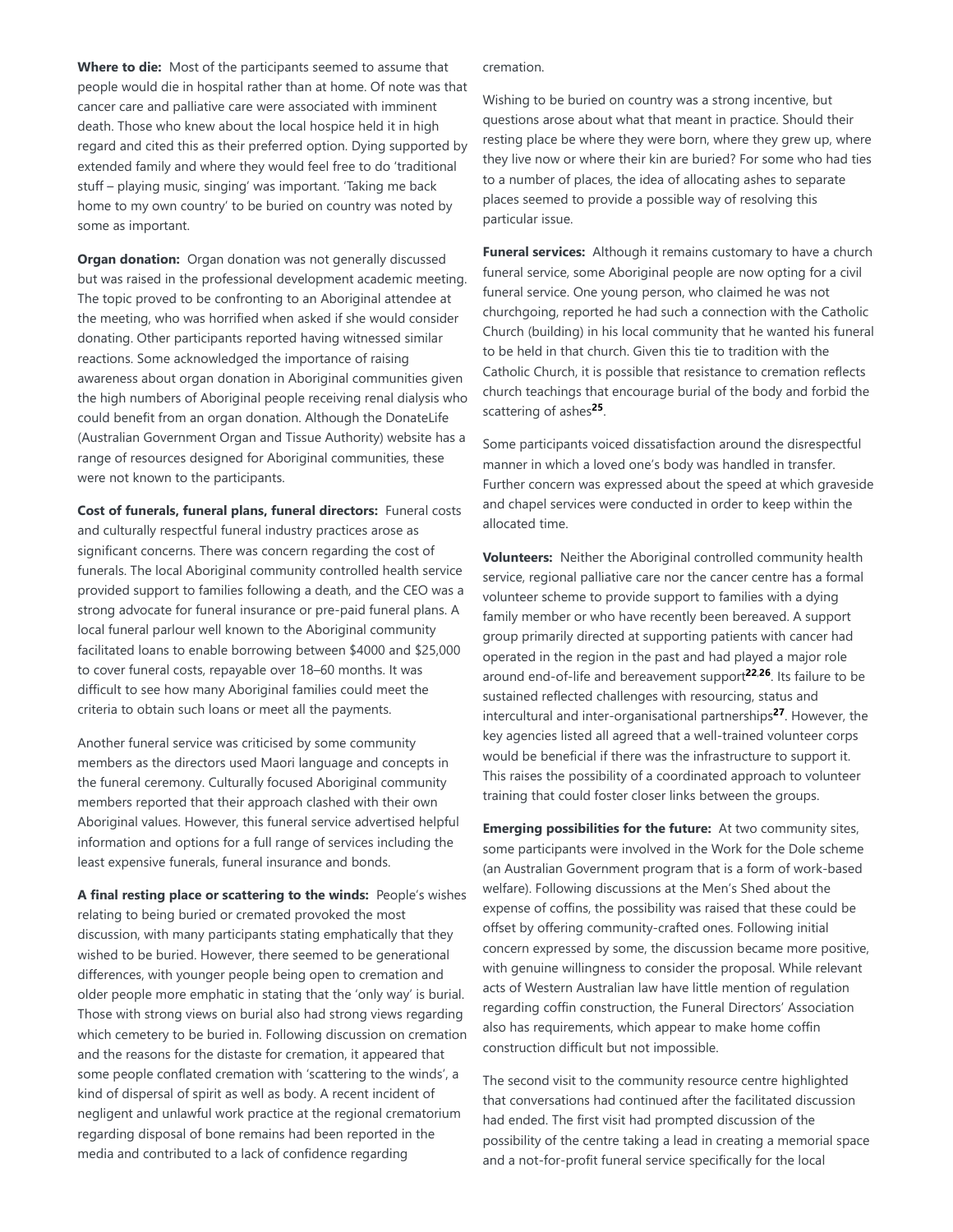**Where to die:** Most of the participants seemed to assume that people would die in hospital rather than at home. Of note was that cancer care and palliative care were associated with imminent death. Those who knew about the local hospice held it in high regard and cited this as their preferred option. Dying supported by extended family and where they would feel free to do 'traditional stuff – playing music, singing' was important. 'Taking me back home to my own country' to be buried on country was noted by some as important.

**Organ donation:** Organ donation was not generally discussed but was raised in the professional development academic meeting. The topic proved to be confronting to an Aboriginal attendee at the meeting, who was horrified when asked if she would consider donating. Other participants reported having witnessed similar reactions. Some acknowledged the importance of raising awareness about organ donation in Aboriginal communities given the high numbers of Aboriginal people receiving renal dialysis who could benefit from an organ donation. Although the DonateLife (Australian Government Organ and Tissue Authority) website has a range of resources designed for Aboriginal communities, these were not known to the participants.

**Cost of funerals, funeral plans, funeral directors:** Funeral costs and culturally respectful funeral industry practices arose as significant concerns. There was concern regarding the cost of funerals. The local Aboriginal community controlled health service provided support to families following a death, and the CEO was a strong advocate for funeral insurance or pre-paid funeral plans. A local funeral parlour well known to the Aboriginal community facilitated loans to enable borrowing between $4000 and $25,000 to cover funeral costs, repayable over 18–60 months. It was difficult to see how many Aboriginal families could meet the criteria to obtain such loans or meet all the payments.

Another funeral service was criticised by some community members as the directors used Maori language and concepts in the funeral ceremony. Culturally focused Aboriginal community members reported that their approach clashed with their own Aboriginal values. However, this funeral service advertised helpful information and options for a full range of services including the least expensive funerals, funeral insurance and bonds.

**A final resting place or scattering to the winds:** People's wishes relating to being buried or cremated provoked the most discussion, with many participants stating emphatically that they wished to be buried. However, there seemed to be generational differences, with younger people being open to cremation and older people more emphatic in stating that the 'only way' is burial. Those with strong views on burial also had strong views regarding which cemetery to be buried in. Following discussion on cremation and the reasons for the distaste for cremation, it appeared that some people conflated cremation with 'scattering to the winds', a kind of dispersal of spirit as well as body. A recent incident of negligent and unlawful work practice at the regional crematorium regarding disposal of bone remains had been reported in the media and contributed to a lack of confidence regarding cremation.

Wishing to be buried on country was a strong incentive, but questions arose about what that meant in practice. Should their resting place be where they were born, where they grew up, where they live now or where their kin are buried? For some who had ties to a number of places, the idea of allocating ashes to separate places seemed to provide a possible way of resolving this particular issue.

**Funeral services:** Although it remains customary to have a church funeral service, some Aboriginal people are now opting for a civil funeral service. One young person, who claimed he was not churchgoing, reported he had such a connection with the Catholic Church (building) in his local community that he wanted his funeral to be held in that church. Given this tie to tradition with the Catholic Church, it is possible that resistance to cremation reflects church teachings that encourage burial of the body and forbid the scattering of ashes[25].

Some participants voiced dissatisfaction around the disrespectful manner in which a loved one's body was handled in transfer. Further concern was expressed about the speed at which graveside and chapel services were conducted in order to keep within the allocated time.

**Volunteers:** Neither the Aboriginal controlled community health service, regional palliative care nor the cancer centre has a formal volunteer scheme to provide support to families with a dying family member or who have recently been bereaved. A support group primarily directed at supporting patients with cancer had operated in the region in the past and had played a major role around end-of-life and bereavement support[22,26]. Its failure to be sustained reflected challenges with resourcing, status and intercultural and inter-organisational partnerships[27]. However, the key agencies listed all agreed that a well-trained volunteer corps would be beneficial if there was the infrastructure to support it. This raises the possibility of a coordinated approach to volunteer training that could foster closer links between the groups.

**Emerging possibilities for the future:** At two community sites, some participants were involved in the Work for the Dole scheme (an Australian Government program that is a form of work-based welfare). Following discussions at the Men's Shed about the expense of coffins, the possibility was raised that these could be offset by offering community-crafted ones. Following initial concern expressed by some, the discussion became more positive, with genuine willingness to consider the proposal. While relevant acts of Western Australian law have little mention of regulation regarding coffin construction, the Funeral Directors' Association also has requirements, which appear to make home coffin construction difficult but not impossible.

The second visit to the community resource centre highlighted that conversations had continued after the facilitated discussion had ended. The first visit had prompted discussion of the possibility of the centre taking a lead in creating a memorial space and a not-for-profit funeral service specifically for the local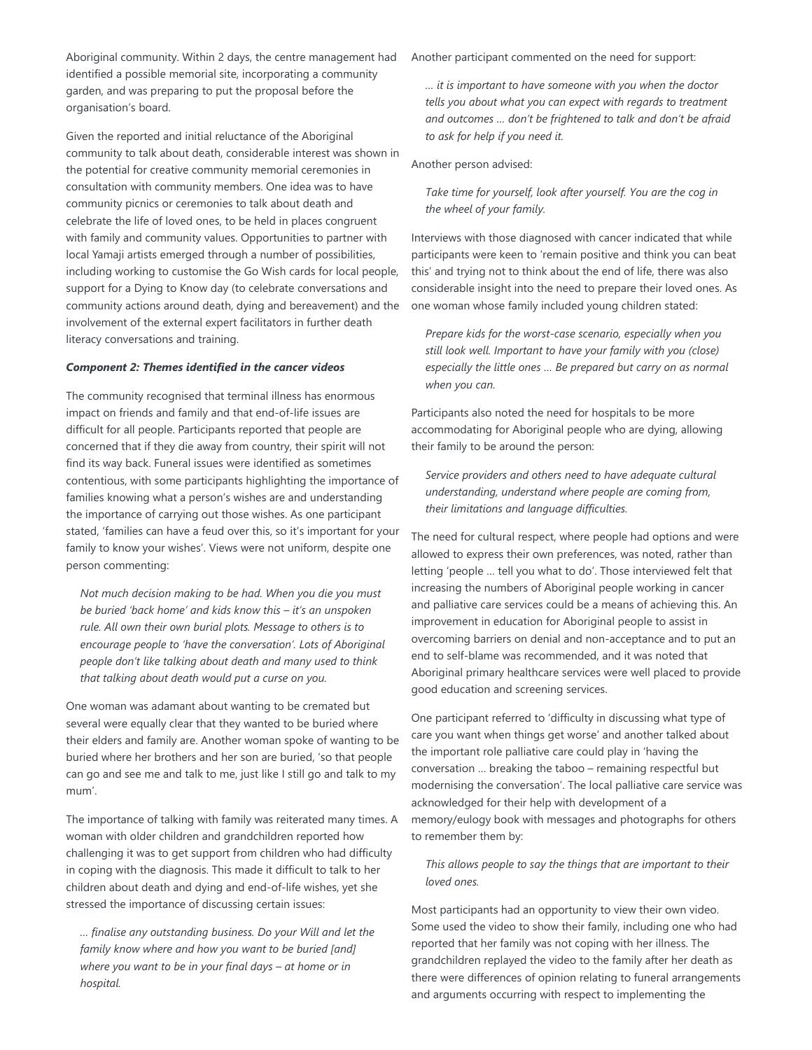Aboriginal community. Within 2 days, the centre management had identified a possible memorial site, incorporating a community garden, and was preparing to put the proposal before the organisation's board.

Given the reported and initial reluctance of the Aboriginal community to talk about death, considerable interest was shown in the potential for creative community memorial ceremonies in consultation with community members. One idea was to have community picnics or ceremonies to talk about death and celebrate the life of loved ones, to be held in places congruent with family and community values. Opportunities to partner with local Yamaji artists emerged through a number of possibilities, including working to customise the Go Wish cards for local people, support for a Dying to Know day (to celebrate conversations and community actions around death, dying and bereavement) and the involvement of the external expert facilitators in further death literacy conversations and training.

***Component 2: Themes identified in the cancer videos***

The community recognised that terminal illness has enormous impact on friends and family and that end-of-life issues are difficult for all people. Participants reported that people are concerned that if they die away from country, their spirit will not find its way back. Funeral issues were identified as sometimes contentious, with some participants highlighting the importance of families knowing what a person's wishes are and understanding the importance of carrying out those wishes. As one participant stated, 'families can have a feud over this, so it's important for your family to know your wishes'. Views were not uniform, despite one person commenting:

> *Not much decision making to be had. When you die you must be buried 'back home' and kids know this – it's an unspoken rule. All own their own burial plots. Message to others is to encourage people to 'have the conversation'. Lots of Aboriginal people don't like talking about death and many used to think that talking about death would put a curse on you.*

One woman was adamant about wanting to be cremated but several were equally clear that they wanted to be buried where their elders and family are. Another woman spoke of wanting to be buried where her brothers and her son are buried, 'so that people can go and see me and talk to me, just like I still go and talk to my mum'.

The importance of talking with family was reiterated many times. A woman with older children and grandchildren reported how challenging it was to get support from children who had difficulty in coping with the diagnosis. This made it difficult to talk to her children about death and dying and end-of-life wishes, yet she stressed the importance of discussing certain issues:

> *… finalise any outstanding business. Do your Will and let the family know where and how you want to be buried [and] where you want to be in your final days – at home or in hospital.*

Another participant commented on the need for support:

> *… it is important to have someone with you when the doctor tells you about what you can expect with regards to treatment and outcomes … don't be frightened to talk and don't be afraid to ask for help if you need it.*

Another person advised:

> *Take time for yourself, look after yourself. You are the cog in the wheel of your family.*

Interviews with those diagnosed with cancer indicated that while participants were keen to 'remain positive and think you can beat this' and trying not to think about the end of life, there was also considerable insight into the need to prepare their loved ones. As one woman whose family included young children stated:

> *Prepare kids for the worst-case scenario, especially when you still look well. Important to have your family with you (close) especially the little ones … Be prepared but carry on as normal when you can.*

Participants also noted the need for hospitals to be more accommodating for Aboriginal people who are dying, allowing their family to be around the person:

> *Service providers and others need to have adequate cultural understanding, understand where people are coming from, their limitations and language difficulties.*

The need for cultural respect, where people had options and were allowed to express their own preferences, was noted, rather than letting 'people … tell you what to do'. Those interviewed felt that increasing the numbers of Aboriginal people working in cancer and palliative care services could be a means of achieving this. An improvement in education for Aboriginal people to assist in overcoming barriers on denial and non-acceptance and to put an end to self-blame was recommended, and it was noted that Aboriginal primary healthcare services were well placed to provide good education and screening services.

One participant referred to 'difficulty in discussing what type of care you want when things get worse' and another talked about the important role palliative care could play in 'having the conversation … breaking the taboo – remaining respectful but modernising the conversation'. The local palliative care service was acknowledged for their help with development of a memory/eulogy book with messages and photographs for others to remember them by:

> *This allows people to say the things that are important to their loved ones.*

Most participants had an opportunity to view their own video. Some used the video to show their family, including one who had reported that her family was not coping with her illness. The grandchildren replayed the video to the family after her death as there were differences of opinion relating to funeral arrangements and arguments occurring with respect to implementing the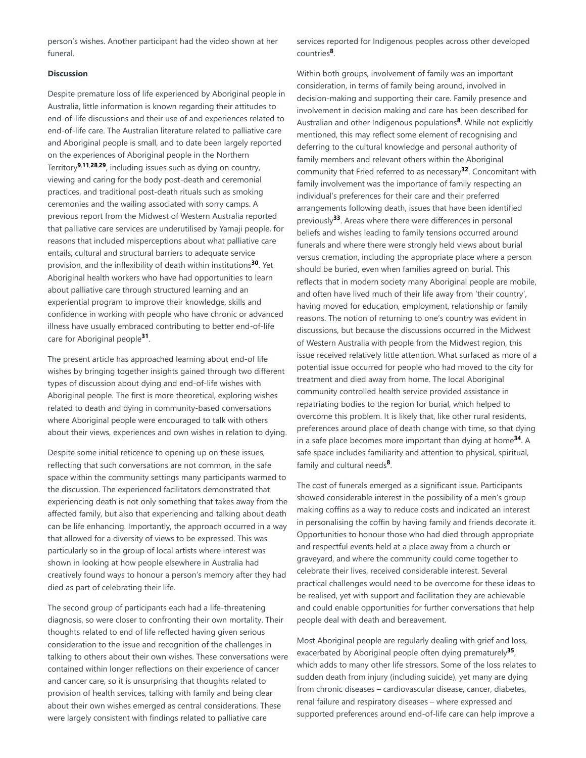person's wishes. Another participant had the video shown at her funeral.

**Discussion**

Despite premature loss of life experienced by Aboriginal people in Australia, little information is known regarding their attitudes to end-of-life discussions and their use of and experiences related to end-of-life care. The Australian literature related to palliative care and Aboriginal people is small, and to date been largely reported on the experiences of Aboriginal people in the Northern Territory[9,11,28,29], including issues such as dying on country, viewing and caring for the body post-death and ceremonial practices, and traditional post-death rituals such as smoking ceremonies and the wailing associated with sorry camps. A previous report from the Midwest of Western Australia reported that palliative care services are underutilised by Yamaji people, for reasons that included misperceptions about what palliative care entails, cultural and structural barriers to adequate service provision, and the inflexibility of death within institutions[30]. Yet Aboriginal health workers who have had opportunities to learn about palliative care through structured learning and an experiential program to improve their knowledge, skills and confidence in working with people who have chronic or advanced illness have usually embraced contributing to better end-of-life care for Aboriginal people[31].

The present article has approached learning about end-of life wishes by bringing together insights gained through two different types of discussion about dying and end-of-life wishes with Aboriginal people. The first is more theoretical, exploring wishes related to death and dying in community-based conversations where Aboriginal people were encouraged to talk with others about their views, experiences and own wishes in relation to dying.

Despite some initial reticence to opening up on these issues, reflecting that such conversations are not common, in the safe space within the community settings many participants warmed to the discussion. The experienced facilitators demonstrated that experiencing death is not only something that takes away from the affected family, but also that experiencing and talking about death can be life enhancing. Importantly, the approach occurred in a way that allowed for a diversity of views to be expressed. This was particularly so in the group of local artists where interest was shown in looking at how people elsewhere in Australia had creatively found ways to honour a person's memory after they had died as part of celebrating their life.

The second group of participants each had a life-threatening diagnosis, so were closer to confronting their own mortality. Their thoughts related to end of life reflected having given serious consideration to the issue and recognition of the challenges in talking to others about their own wishes. These conversations were contained within longer reflections on their experience of cancer and cancer care, so it is unsurprising that thoughts related to provision of health services, talking with family and being clear about their own wishes emerged as central considerations. These were largely consistent with findings related to palliative care services reported for Indigenous peoples across other developed countries[8].

Within both groups, involvement of family was an important consideration, in terms of family being around, involved in decision-making and supporting their care. Family presence and involvement in decision making and care has been described for Australian and other Indigenous populations[8]. While not explicitly mentioned, this may reflect some element of recognising and deferring to the cultural knowledge and personal authority of family members and relevant others within the Aboriginal community that Fried referred to as necessary[32]. Concomitant with family involvement was the importance of family respecting an individual's preferences for their care and their preferred arrangements following death, issues that have been identified previously[33]. Areas where there were differences in personal beliefs and wishes leading to family tensions occurred around funerals and where there were strongly held views about burial versus cremation, including the appropriate place where a person should be buried, even when families agreed on burial. This reflects that in modern society many Aboriginal people are mobile, and often have lived much of their life away from 'their country', having moved for education, employment, relationship or family reasons. The notion of returning to one's country was evident in discussions, but because the discussions occurred in the Midwest of Western Australia with people from the Midwest region, this issue received relatively little attention. What surfaced as more of a potential issue occurred for people who had moved to the city for treatment and died away from home. The local Aboriginal community controlled health service provided assistance in repatriating bodies to the region for burial, which helped to overcome this problem. It is likely that, like other rural residents, preferences around place of death change with time, so that dying in a safe place becomes more important than dying at home[34]. A safe space includes familiarity and attention to physical, spiritual, family and cultural needs[8].

The cost of funerals emerged as a significant issue. Participants showed considerable interest in the possibility of a men's group making coffins as a way to reduce costs and indicated an interest in personalising the coffin by having family and friends decorate it. Opportunities to honour those who had died through appropriate and respectful events held at a place away from a church or graveyard, and where the community could come together to celebrate their lives, received considerable interest. Several practical challenges would need to be overcome for these ideas to be realised, yet with support and facilitation they are achievable and could enable opportunities for further conversations that help people deal with death and bereavement.

Most Aboriginal people are regularly dealing with grief and loss, exacerbated by Aboriginal people often dying prematurely[35], which adds to many other life stressors. Some of the loss relates to sudden death from injury (including suicide), yet many are dying from chronic diseases – cardiovascular disease, cancer, diabetes, renal failure and respiratory diseases – where expressed and supported preferences around end-of-life care can help improve a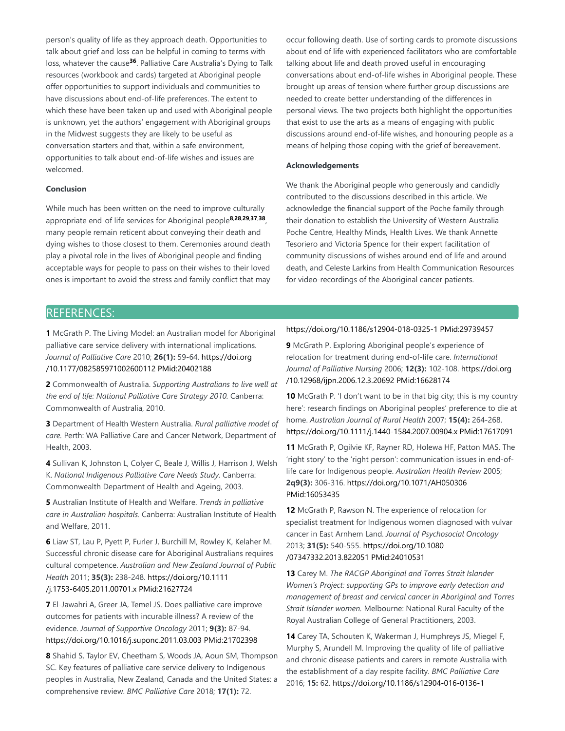person's quality of life as they approach death. Opportunities to talk about grief and loss can be helpful in coming to terms with loss, whatever the cause[36]. Palliative Care Australia's Dying to Talk resources (workbook and cards) targeted at Aboriginal people offer opportunities to support individuals and communities to have discussions about end-of-life preferences. The extent to which these have been taken up and used with Aboriginal people is unknown, yet the authors' engagement with Aboriginal groups in the Midwest suggests they are likely to be useful as conversation starters and that, within a safe environment, opportunities to talk about end-of-life wishes and issues are welcomed.

**Conclusion**

While much has been written on the need to improve culturally appropriate end-of life services for Aboriginal people[8,28,29,37,38], many people remain reticent about conveying their death and dying wishes to those closest to them. Ceremonies around death play a pivotal role in the lives of Aboriginal people and finding acceptable ways for people to pass on their wishes to their loved ones is important to avoid the stress and family conflict that may occur following death. Use of sorting cards to promote discussions about end of life with experienced facilitators who are comfortable talking about life and death proved useful in encouraging conversations about end-of-life wishes in Aboriginal people. These brought up areas of tension where further group discussions are needed to create better understanding of the differences in personal views. The two projects both highlight the opportunities that exist to use the arts as a means of engaging with public discussions around end-of-life wishes, and honouring people as a means of helping those coping with the grief of bereavement.

**Acknowledgements**

We thank the Aboriginal people who generously and candidly contributed to the discussions described in this article. We acknowledge the financial support of the Poche family through their donation to establish the University of Western Australia Poche Centre, Healthy Minds, Health Lives. We thank Annette Tesoriero and Victoria Spence for their expert facilitation of community discussions of wishes around end of life and around death, and Celeste Larkins from Health Communication Resources for video-recordings of the Aboriginal cancer patients.

## REFERENCES:

**1** McGrath P. The Living Model: an Australian model for Aboriginal palliative care service delivery with international implications. *Journal of Palliative Care* 2010; **26(1):** 59-64. https://doi.org/10.1177/082585971002600112 PMid:20402188

**2** Commonwealth of Australia. *Supporting Australians to live well at the end of life: National Palliative Care Strategy 2010.* Canberra: Commonwealth of Australia, 2010.

**3** Department of Health Western Australia. *Rural palliative model of care.* Perth: WA Palliative Care and Cancer Network, Department of Health, 2003.

**4** Sullivan K, Johnston L, Colyer C, Beale J, Willis J, Harrison J, Welsh K. *National Indigenous Palliative Care Needs Study.* Canberra: Commonwealth Department of Health and Ageing, 2003.

**5** Australian Institute of Health and Welfare. *Trends in palliative care in Australian hospitals.* Canberra: Australian Institute of Health and Welfare, 2011.

**6** Liaw ST, Lau P, Pyett P, Furler J, Burchill M, Rowley K, Kelaher M. Successful chronic disease care for Aboriginal Australians requires cultural competence. *Australian and New Zealand Journal of Public Health* 2011; **35(3):** 238-248. https://doi.org/10.1111/j.1753-6405.2011.00701.x PMid:21627724

**7** El-Jawahri A, Greer JA, Temel JS. Does palliative care improve outcomes for patients with incurable illness? A review of the evidence. *Journal of Supportive Oncology* 2011; **9(3):** 87-94. https://doi.org/10.1016/j.suponc.2011.03.003 PMid:21702398

**8** Shahid S, Taylor EV, Cheetham S, Woods JA, Aoun SM, Thompson SC. Key features of palliative care service delivery to Indigenous peoples in Australia, New Zealand, Canada and the United States: a comprehensive review. *BMC Palliative Care* 2018; **17(1):** 72. https://doi.org/10.1186/s12904-018-0325-1 PMid:29739457

**9** McGrath P. Exploring Aboriginal people's experience of relocation for treatment during end-of-life care. *International Journal of Palliative Nursing* 2006; **12(3):** 102-108. https://doi.org/10.12968/ijpn.2006.12.3.20692 PMid:16628174

**10** McGrath P. 'I don't want to be in that big city; this is my country here': research findings on Aboriginal peoples' preference to die at home. *Australian Journal of Rural Health* 2007; **15(4):** 264-268. https://doi.org/10.1111/j.1440-1584.2007.00904.x PMid:17617091

**11** McGrath P, Ogilvie KF, Rayner RD, Holewa HF, Patton MAS. The 'right story' to the 'right person': communication issues in end-of-life care for Indigenous people. *Australian Health Review* 2005; **2q9(3):** 306-316. https://doi.org/10.1071/AH050306 PMid:16053435

**12** McGrath P, Rawson N. The experience of relocation for specialist treatment for Indigenous women diagnosed with vulvar cancer in East Arnhem Land. *Journal of Psychosocial Oncology* 2013; **31(5):** 540-555. https://doi.org/10.1080/07347332.2013.822051 PMid:24010531

**13** Carey M. *The RACGP Aboriginal and Torres Strait Islander Women's Project: supporting GPs to improve early detection and management of breast and cervical cancer in Aboriginal and Torres Strait Islander women.* Melbourne: National Rural Faculty of the Royal Australian College of General Practitioners, 2003.

**14** Carey TA, Schouten K, Wakerman J, Humphreys JS, Miegel F, Murphy S, Arundell M. Improving the quality of life of palliative and chronic disease patients and carers in remote Australia with the establishment of a day respite facility. *BMC Palliative Care* 2016; **15:** 62. https://doi.org/10.1186/s12904-016-0136-1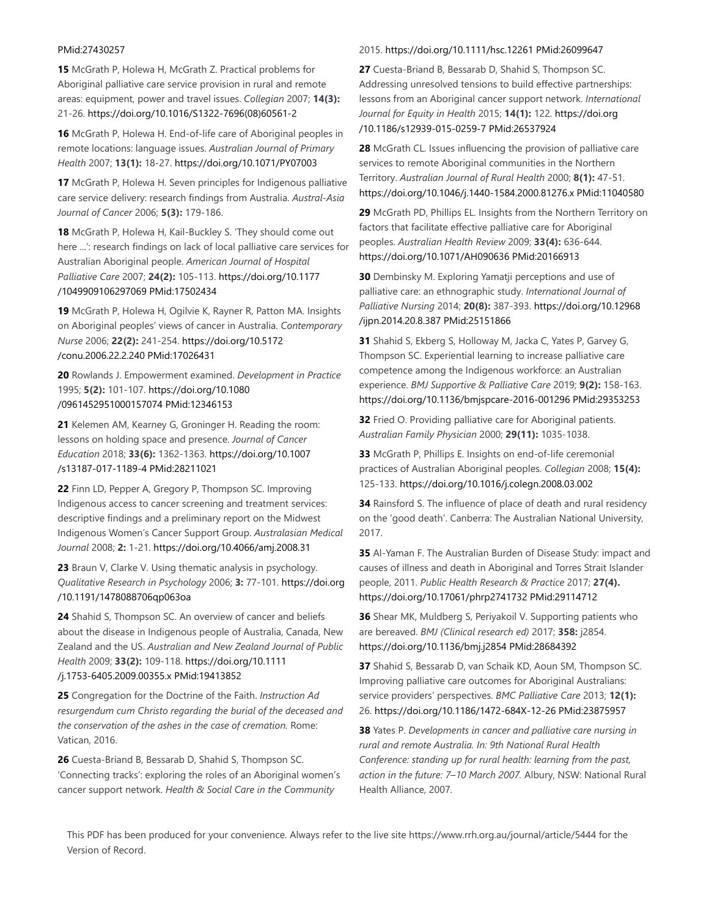PMid:27430257

**15** McGrath P, Holewa H, McGrath Z. Practical problems for Aboriginal palliative care service provision in rural and remote areas: equipment, power and travel issues. *Collegian* 2007; **14(3):** 21-26. https://doi.org/10.1016/S1322-7696(08)60561-2

**16** McGrath P, Holewa H. End-of-life care of Aboriginal peoples in remote locations: language issues. *Australian Journal of Primary Health* 2007; **13(1):** 18-27. https://doi.org/10.1071/PY07003

**17** McGrath P, Holewa H. Seven principles for Indigenous palliative care service delivery: research findings from Australia. *Austral-Asia Journal of Cancer* 2006; **5(3):** 179-186.

**18** McGrath P, Holewa H, Kail-Buckley S. 'They should come out here ...': research findings on lack of local palliative care services for Australian Aboriginal people. *American Journal of Hospital Palliative Care* 2007; **24(2):** 105-113. https://doi.org/10.1177/1049909106297069 PMid:17502434

**19** McGrath P, Holewa H, Ogilvie K, Rayner R, Patton MA. Insights on Aboriginal peoples' views of cancer in Australia. *Contemporary Nurse* 2006; **22(2):** 241-254. https://doi.org/10.5172/conu.2006.22.2.240 PMid:17026431

**20** Rowlands J. Empowerment examined. *Development in Practice* 1995; **5(2):** 101-107. https://doi.org/10.1080/0961452951000157074 PMid:12346153

**21** Kelemen AM, Kearney G, Groninger H. Reading the room: lessons on holding space and presence. *Journal of Cancer Education* 2018; **33(6):** 1362-1363. https://doi.org/10.1007/s13187-017-1189-4 PMid:28211021

**22** Finn LD, Pepper A, Gregory P, Thompson SC. Improving Indigenous access to cancer screening and treatment services: descriptive findings and a preliminary report on the Midwest Indigenous Women's Cancer Support Group. *Australasian Medical Journal* 2008; **2:** 1-21. https://doi.org/10.4066/amj.2008.31

**23** Braun V, Clarke V. Using thematic analysis in psychology. *Qualitative Research in Psychology* 2006; **3:** 77-101. https://doi.org/10.1191/1478088706qp063oa

**24** Shahid S, Thompson SC. An overview of cancer and beliefs about the disease in Indigenous people of Australia, Canada, New Zealand and the US. *Australian and New Zealand Journal of Public Health* 2009; **33(2):** 109-118. https://doi.org/10.1111/j.1753-6405.2009.00355.x PMid:19413852

**25** Congregation for the Doctrine of the Faith. *Instruction Ad resurgendum cum Christo regarding the burial of the deceased and the conservation of the ashes in the case of cremation.* Rome: Vatican, 2016.

**26** Cuesta-Briand B, Bessarab D, Shahid S, Thompson SC. 'Connecting tracks': exploring the roles of an Aboriginal women's cancer support network. *Health & Social Care in the Community* 2015. https://doi.org/10.1111/hsc.12261 PMid:26099647

**27** Cuesta-Briand B, Bessarab D, Shahid S, Thompson SC. Addressing unresolved tensions to build effective partnerships: lessons from an Aboriginal cancer support network. *International Journal for Equity in Health* 2015; **14(1):** 122. https://doi.org/10.1186/s12939-015-0259-7 PMid:26537924

**28** McGrath CL. Issues influencing the provision of palliative care services to remote Aboriginal communities in the Northern Territory. *Australian Journal of Rural Health* 2000; **8(1):** 47-51. https://doi.org/10.1046/j.1440-1584.2000.81276.x PMid:11040580

**29** McGrath PD, Phillips EL. Insights from the Northern Territory on factors that facilitate effective palliative care for Aboriginal peoples. *Australian Health Review* 2009; **33(4):** 636-644. https://doi.org/10.1071/AH090636 PMid:20166913

**30** Dembinsky M. Exploring Yamatji perceptions and use of palliative care: an ethnographic study. *International Journal of Palliative Nursing* 2014; **20(8):** 387-393. https://doi.org/10.12968/ijpn.2014.20.8.387 PMid:25151866

**31** Shahid S, Ekberg S, Holloway M, Jacka C, Yates P, Garvey G, Thompson SC. Experiential learning to increase palliative care competence among the Indigenous workforce: an Australian experience. *BMJ Supportive & Palliative Care* 2019; **9(2):** 158-163. https://doi.org/10.1136/bmjspcare-2016-001296 PMid:29353253

**32** Fried O. Providing palliative care for Aboriginal patients. *Australian Family Physician* 2000; **29(11):** 1035-1038.

**33** McGrath P, Phillips E. Insights on end-of-life ceremonial practices of Australian Aboriginal peoples. *Collegian* 2008; **15(4):** 125-133. https://doi.org/10.1016/j.colegn.2008.03.002

**34** Rainsford S. The influence of place of death and rural residency on the 'good death'. Canberra: The Australian National University, 2017.

**35** Al-Yaman F. The Australian Burden of Disease Study: impact and causes of illness and death in Aboriginal and Torres Strait Islander people, 2011. *Public Health Research & Practice* 2017; **27(4).** https://doi.org/10.17061/phrp2741732 PMid:29114712

**36** Shear MK, Muldberg S, Periyakoil V. Supporting patients who are bereaved. *BMJ (Clinical research ed)* 2017; **358:** j2854. https://doi.org/10.1136/bmj.j2854 PMid:28684392

**37** Shahid S, Bessarab D, van Schaik KD, Aoun SM, Thompson SC. Improving palliative care outcomes for Aboriginal Australians: service providers' perspectives. *BMC Palliative Care* 2013; **12(1):** 26. https://doi.org/10.1186/1472-684X-12-26 PMid:23875957

**38** Yates P. *Developments in cancer and palliative care nursing in rural and remote Australia. In: 9th National Rural Health Conference: standing up for rural health: learning from the past, action in the future: 7–10 March 2007.* Albury, NSW: National Rural Health Alliance, 2007.

This PDF has been produced for your convenience. Always refer to the live site https://www.rrh.org.au/journal/article/5444 for the Version of Record.